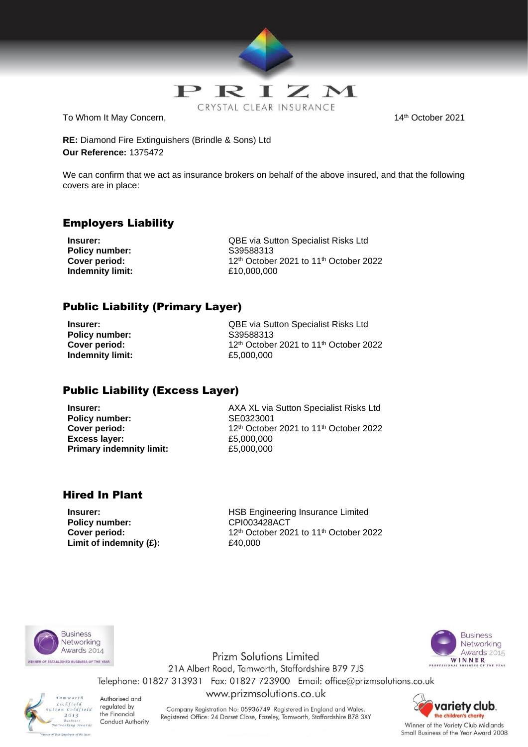PRIZM

CRYSTAL CLEAR INSURANCE

To Whom It May Concern,

14th October 2021

**RE:** Diamond Fire Extinguishers (Brindle & Sons) Ltd
**Our Reference:** 1375472

We can confirm that we act as insurance brokers on behalf of the above insured, and that the following covers are in place:

## Employers Liability

**Insurer:** QBE via Sutton Specialist Risks Ltd
**Policy number:** S39588313
**Cover period:** 12th October 2021 to 11th October 2022
**Indemnity limit:** £10,000,000

## Public Liability (Primary Layer)

**Insurer:** QBE via Sutton Specialist Risks Ltd
**Policy number:** S39588313
**Cover period:** 12th October 2021 to 11th October 2022
**Indemnity limit:** £5,000,000

## Public Liability (Excess Layer)

**Insurer:** AXA XL via Sutton Specialist Risks Ltd
**Policy number:** SE0323001
**Cover period:** 12th October 2021 to 11th October 2022
**Excess layer:** £5,000,000
**Primary indemnity limit:** £5,000,000

## Hired In Plant

**Insurer:** HSB Engineering Insurance Limited
**Policy number:** CPI003428ACT
**Cover period:** 12th October 2021 to 11th October 2022
**Limit of indemnity (£):** £40,000

Business Networking Awards 2014 – Winner of Established Business of the Year

Business Networking Awards 2015 – Winner – Professional Business of the Year

Prizm Solutions Limited
21A Albert Road, Tamworth, Staffordshire B79 7JS
Telephone: 01827 313931 Fax: 01827 723900 Email: office@prizmsolutions.co.uk
www.prizmsolutions.co.uk

Tamworth Lichfield Sutton Coldfield 2013 Business Networking Awards – Winner of Best Employer of the Year

Authorised and regulated by the Financial Conduct Authority

Company Registration No: 05936749 Registered in England and Wales.
Registered Office: 24 Dorset Close, Fazeley, Tamworth, Staffordshire B78 3XY

variety club. the children's charity
Winner of the Variety Club Midlands Small Business of the Year Award 2008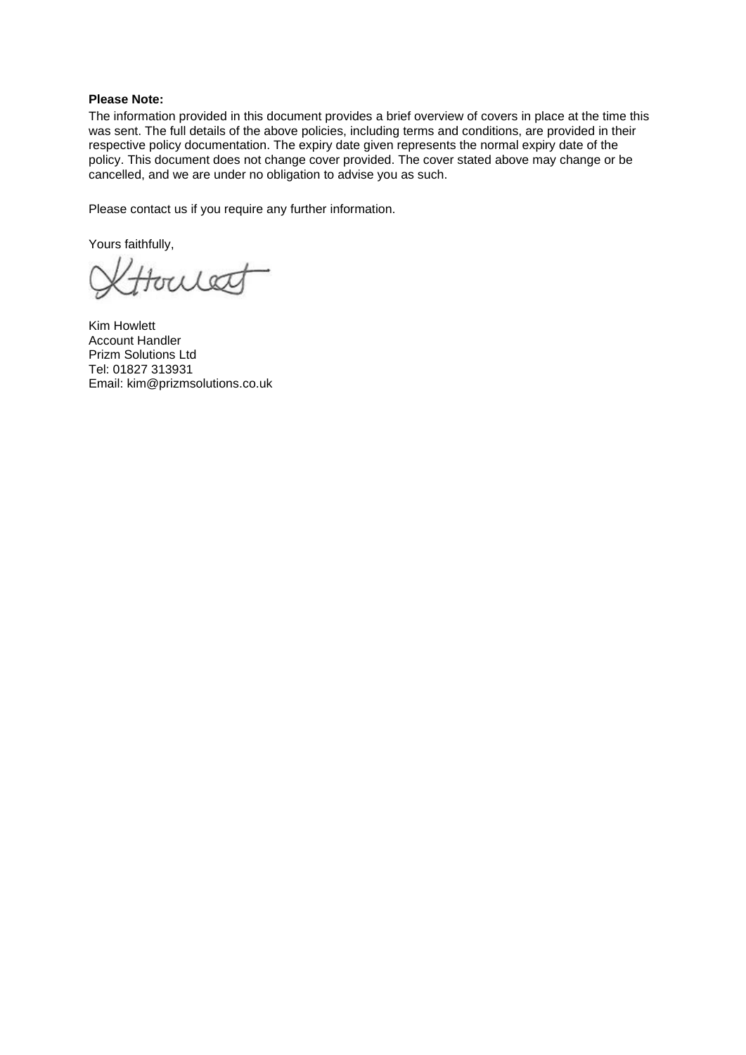**Please Note:**

The information provided in this document provides a brief overview of covers in place at the time this was sent. The full details of the above policies, including terms and conditions, are provided in their respective policy documentation. The expiry date given represents the normal expiry date of the policy. This document does not change cover provided. The cover stated above may change or be cancelled, and we are under no obligation to advise you as such.

Please contact us if you require any further information.

Yours faithfully,

Kim Howlett
Account Handler
Prizm Solutions Ltd
Tel: 01827 313931
Email: kim@prizmsolutions.co.uk